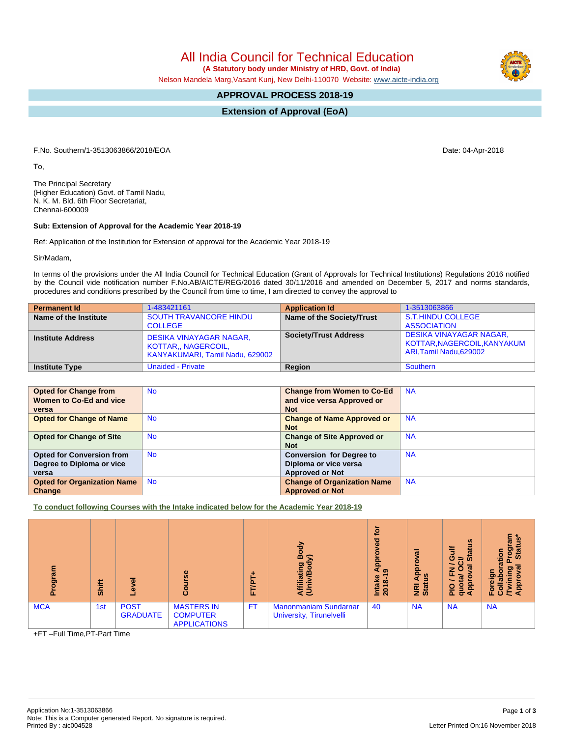# All India Council for Technical Education

**(A Statutory body under Ministry of HRD, Govt. of India)**

Nelson Mandela Marg,Vasant Kunj, New Delhi-110070 Website: www.aicte-india.org

## APPROVAL PROCESS 2018-19

## Extension of Approval (EoA)

F.No. Southern/1-3513063866/2018/EOA

Date: 04-Apr-2018

To,

The Principal Secretary
(Higher Education) Govt. of Tamil Nadu,
N. K. M. Bld. 6th Floor Secretariat,
Chennai-600009

**Sub: Extension of Approval for the Academic Year 2018-19**

Ref: Application of the Institution for Extension of approval for the Academic Year 2018-19

Sir/Madam,

In terms of the provisions under the All India Council for Technical Education (Grant of Approvals for Technical Institutions) Regulations 2016 notified by the Council vide notification number F.No.AB/AICTE/REG/2016 dated 30/11/2016 and amended on December 5, 2017 and norms standards, procedures and conditions prescribed by the Council from time to time, I am directed to convey the approval to

| **Permanent Id** | 1-483421161 | **Application Id** | 1-3513063866 |
|---|---|---|---|
| **Name of the Institute** | SOUTH TRAVANCORE HINDU COLLEGE | **Name of the Society/Trust** | S.T.HINDU COLLEGE ASSOCIATION |
| **Institute Address** | DESIKA VINAYAGAR NAGAR, KOTTAR,, NAGERCOIL, KANYAKUMARI, Tamil Nadu, 629002 | **Society/Trust Address** | DESIKA VINAYAGAR NAGAR, KOTTAR,NAGERCOIL,KANYAKUMARI,Tamil Nadu,629002 |
| **Institute Type** | Unaided - Private | **Region** | Southern |

| **Opted for Change from Women to Co-Ed and vice versa** | No | **Change from Women to Co-Ed and vice versa Approved or Not** | NA |
|---|---|---|---|
| **Opted for Change of Name** | No | **Change of Name Approved or Not** | NA |
| **Opted for Change of Site** | No | **Change of Site Approved or Not** | NA |
| **Opted for Conversion from Degree to Diploma or vice versa** | No | **Conversion for Degree to Diploma or vice versa Approved or Not** | NA |
| **Opted for Organization Name Change** | No | **Change of Organization Name Approved or Not** | NA |

**To conduct following Courses with the Intake indicated below for the Academic Year 2018-19**

| Program | Shift | Level | Course | FT/PT+ | Affiliating Body (Univ/Body) | Intake Approved for 2018-19 | NRI Approval Status | PIO / FN / Gulf quota/ OCI/ Approval Status | Foreign Collaboration /Twining Program Approval Status* |
|---|---|---|---|---|---|---|---|---|---|
| MCA | 1st | POST GRADUATE | MASTERS IN COMPUTER APPLICATIONS | FT | Manonmaniam Sundarnar University, Tirunelveli | 40 | NA | NA | NA |

+FT –Full Time,PT-Part Time

Application No:1-3513063866
Note: This is a Computer generated Report. No signature is required.
Printed By : aic004528

Letter Printed On:16 November 2018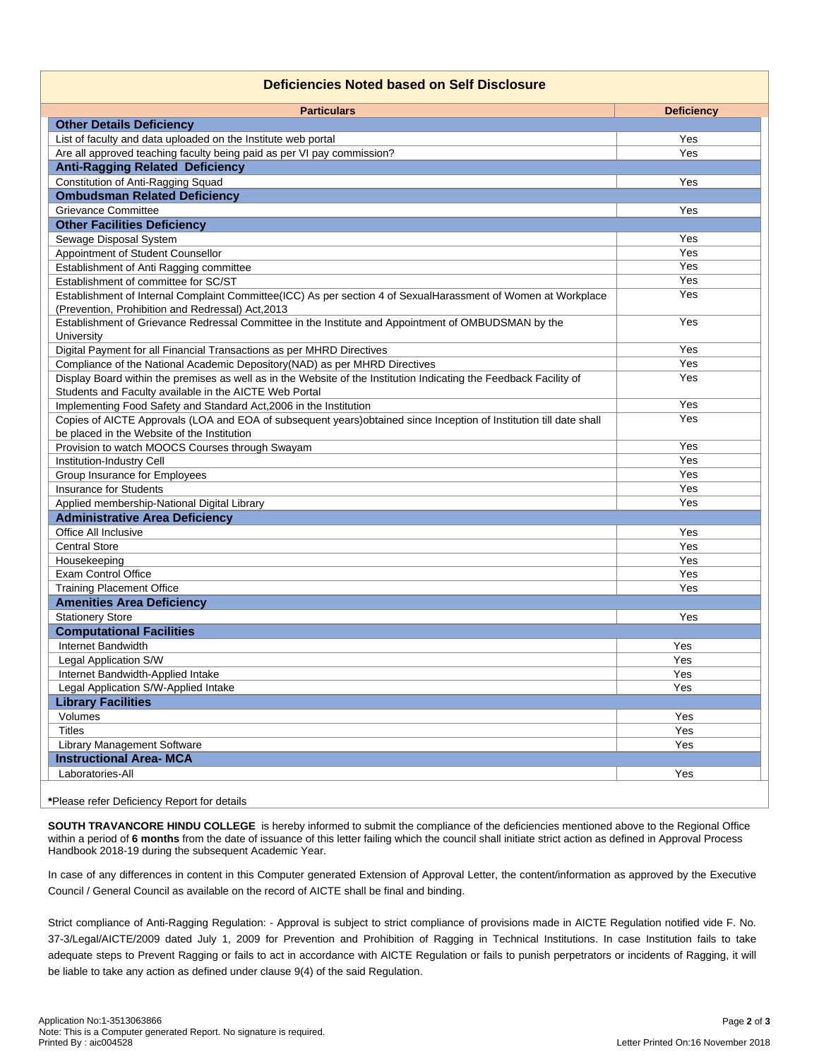## Deficiencies Noted based on Self Disclosure

| Particulars | Deficiency |
|---|---|
| **Other Details Deficiency** | |
| List of faculty and data uploaded on the Institute web portal | Yes |
| Are all approved teaching faculty being paid as per VI pay commission? | Yes |
| **Anti-Ragging Related Deficiency** | |
| Constitution of Anti-Ragging Squad | Yes |
| **Ombudsman Related Deficiency** | |
| Grievance Committee | Yes |
| **Other Facilities Deficiency** | |
| Sewage Disposal System | Yes |
| Appointment of Student Counsellor | Yes |
| Establishment of Anti Ragging committee | Yes |
| Establishment of committee for SC/ST | Yes |
| Establishment of Internal Complaint Committee(ICC) As per section 4 of SexualHarassment of Women at Workplace (Prevention, Prohibition and Redressal) Act,2013 | Yes |
| Establishment of Grievance Redressal Committee in the Institute and Appointment of OMBUDSMAN by the University | Yes |
| Digital Payment for all Financial Transactions as per MHRD Directives | Yes |
| Compliance of the National Academic Depository(NAD) as per MHRD Directives | Yes |
| Display Board within the premises as well as in the Website of the Institution Indicating the Feedback Facility of Students and Faculty available in the AICTE Web Portal | Yes |
| Implementing Food Safety and Standard Act,2006 in the Institution | Yes |
| Copies of AICTE Approvals (LOA and EOA of subsequent years)obtained since Inception of Institution till date shall be placed in the Website of the Institution | Yes |
| Provision to watch MOOCS Courses through Swayam | Yes |
| Institution-Industry Cell | Yes |
| Group Insurance for Employees | Yes |
| Insurance for Students | Yes |
| Applied membership-National Digital Library | Yes |
| **Administrative Area Deficiency** | |
| Office All Inclusive | Yes |
| Central Store | Yes |
| Housekeeping | Yes |
| Exam Control Office | Yes |
| Training Placement Office | Yes |
| **Amenities Area Deficiency** | |
| Stationery Store | Yes |
| **Computational Facilities** | |
| Internet Bandwidth | Yes |
| Legal Application S/W | Yes |
| Internet Bandwidth-Applied Intake | Yes |
| Legal Application S/W-Applied Intake | Yes |
| **Library Facilities** | |
| Volumes | Yes |
| Titles | Yes |
| Library Management Software | Yes |
| **Instructional Area- MCA** | |
| Laboratories-All | Yes |

**\***Please refer Deficiency Report for details

**SOUTH TRAVANCORE HINDU COLLEGE** is hereby informed to submit the compliance of the deficiencies mentioned above to the Regional Office within a period of **6 months** from the date of issuance of this letter failing which the council shall initiate strict action as defined in Approval Process Handbook 2018-19 during the subsequent Academic Year.

In case of any differences in content in this Computer generated Extension of Approval Letter, the content/information as approved by the Executive Council / General Council as available on the record of AICTE shall be final and binding.

Strict compliance of Anti-Ragging Regulation: - Approval is subject to strict compliance of provisions made in AICTE Regulation notified vide F. No. 37-3/Legal/AICTE/2009 dated July 1, 2009 for Prevention and Prohibition of Ragging in Technical Institutions. In case Institution fails to take adequate steps to Prevent Ragging or fails to act in accordance with AICTE Regulation or fails to punish perpetrators or incidents of Ragging, it will be liable to take any action as defined under clause 9(4) of the said Regulation.

Application No:1-3513063866
Note: This is a Computer generated Report. No signature is required.
Printed By : aic004528

Letter Printed On:16 November 2018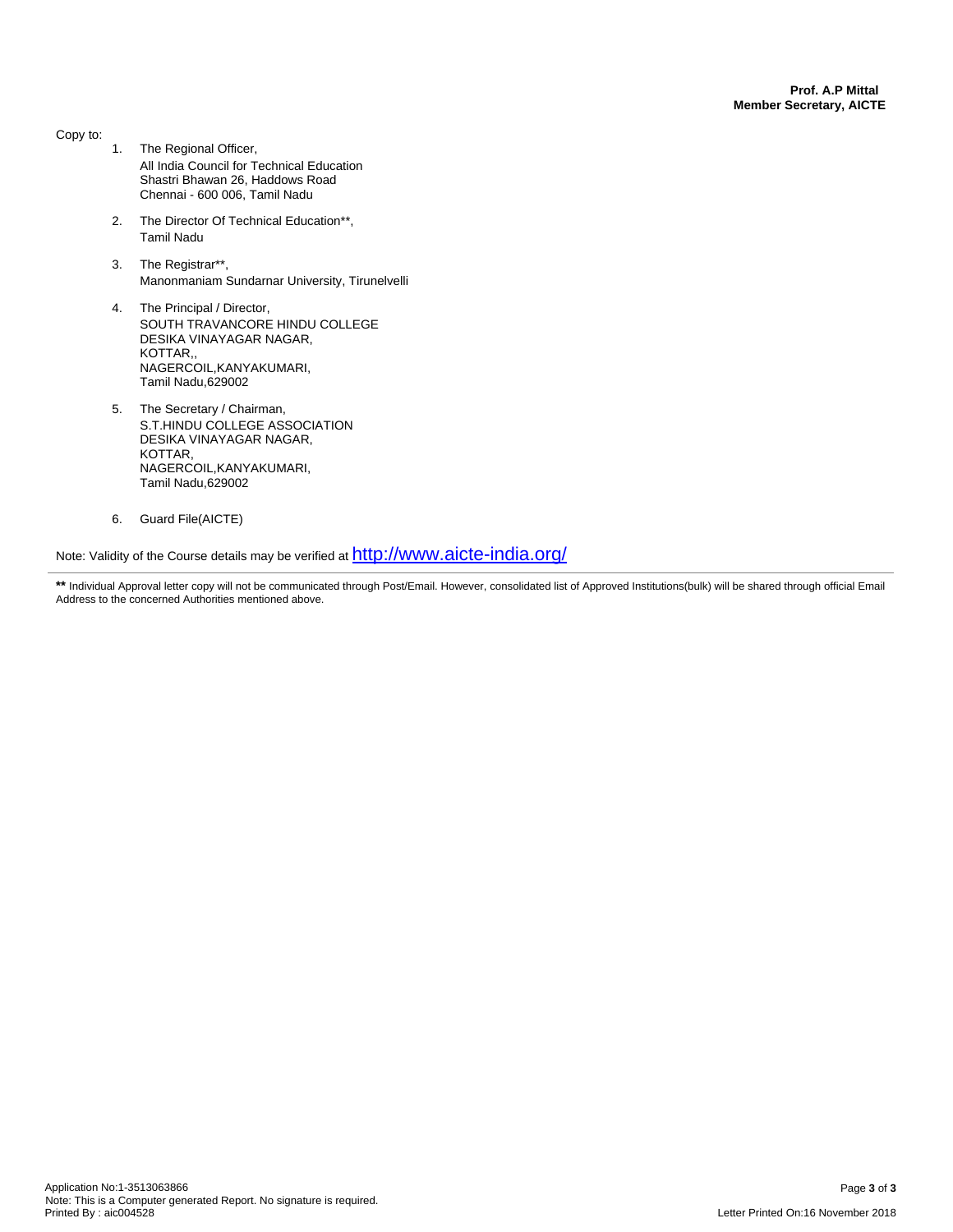**Prof. A.P Mittal**
**Member Secretary, AICTE**

Copy to:

1. The Regional Officer,
   All India Council for Technical Education
   Shastri Bhawan 26, Haddows Road
   Chennai - 600 006, Tamil Nadu

2. The Director Of Technical Education**,
   Tamil Nadu

3. The Registrar**,
   Manonmaniam Sundarnar University, Tirunelvelli

4. The Principal / Director,
   SOUTH TRAVANCORE HINDU COLLEGE
   DESIKA VINAYAGAR NAGAR,
   KOTTAR,,
   NAGERCOIL,KANYAKUMARI,
   Tamil Nadu,629002

5. The Secretary / Chairman,
   S.T.HINDU COLLEGE ASSOCIATION
   DESIKA VINAYAGAR NAGAR,
   KOTTAR,
   NAGERCOIL,KANYAKUMARI,
   Tamil Nadu,629002

6. Guard File(AICTE)

Note: Validity of the Course details may be verified at http://www.aicte-india.org/

---

**\*\*** Individual Approval letter copy will not be communicated through Post/Email. However, consolidated list of Approved Institutions(bulk) will be shared through official Email Address to the concerned Authorities mentioned above.

Application No:1-3513063866
Note: This is a Computer generated Report. No signature is required.
Printed By : aic004528

Letter Printed On:16 November 2018